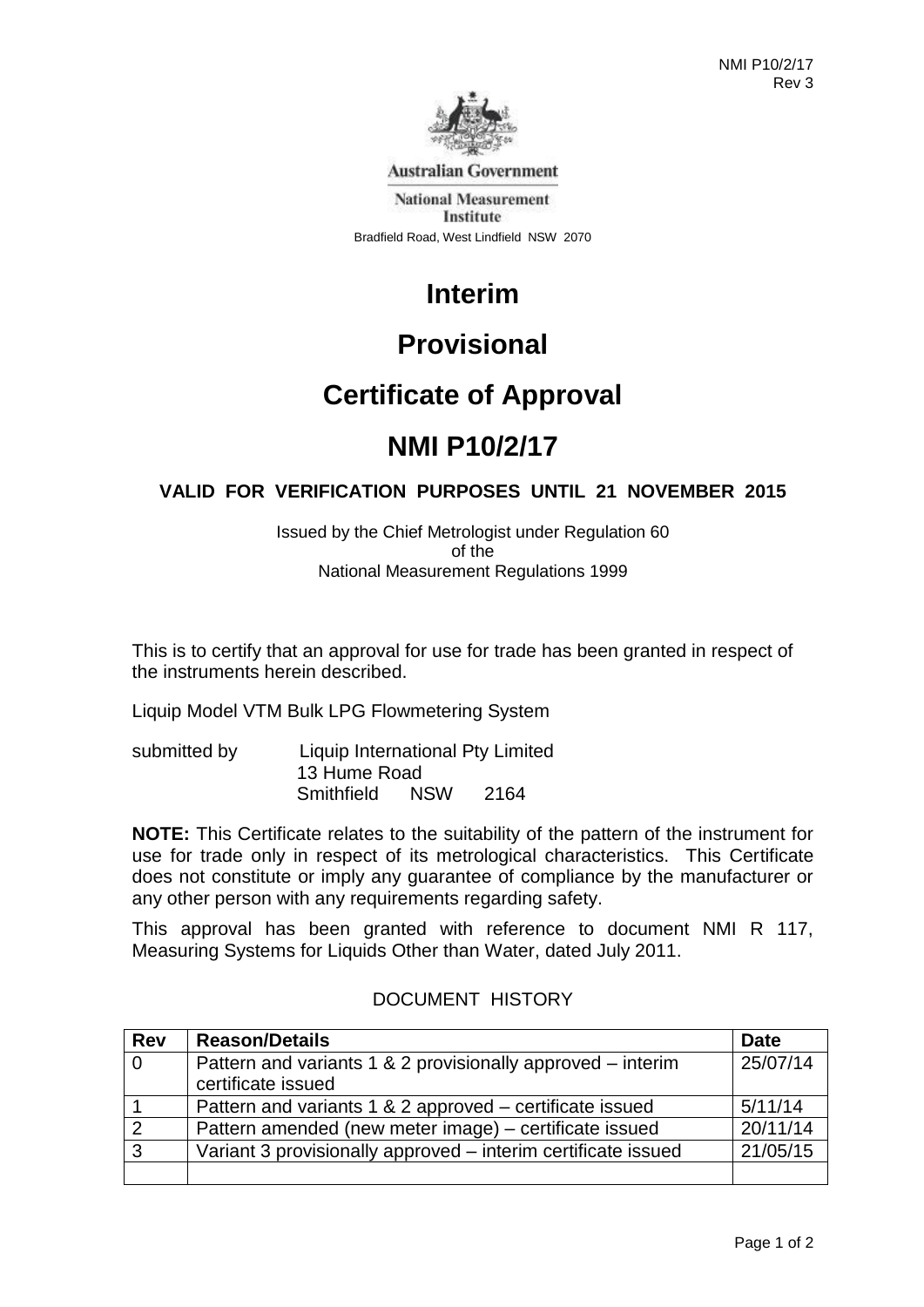Australian Government

National Measurement Institute

Bradfield Road, West Lindfield NSW 2070

# Interim

# Provisional

# Certificate of Approval

# NMI P10/2/17

**VALID FOR VERIFICATION PURPOSES UNTIL 21 NOVEMBER 2015**

Issued by the Chief Metrologist under Regulation 60
of the
National Measurement Regulations 1999

This is to certify that an approval for use for trade has been granted in respect of the instruments herein described.

Liquip Model VTM Bulk LPG Flowmetering System

submitted by Liquip International Pty Limited
13 Hume Road
Smithfield NSW 2164

**NOTE:** This Certificate relates to the suitability of the pattern of the instrument for use for trade only in respect of its metrological characteristics. This Certificate does not constitute or imply any guarantee of compliance by the manufacturer or any other person with any requirements regarding safety.

This approval has been granted with reference to document NMI R 117, Measuring Systems for Liquids Other than Water, dated July 2011.

DOCUMENT HISTORY

| Rev | Reason/Details | Date |
|---|---|---|
| 0 | Pattern and variants 1 & 2 provisionally approved – interim certificate issued | 25/07/14 |
| 1 | Pattern and variants 1 & 2 approved – certificate issued | 5/11/14 |
| 2 | Pattern amended (new meter image) – certificate issued | 20/11/14 |
| 3 | Variant 3 provisionally approved – interim certificate issued | 21/05/15 |
| | | |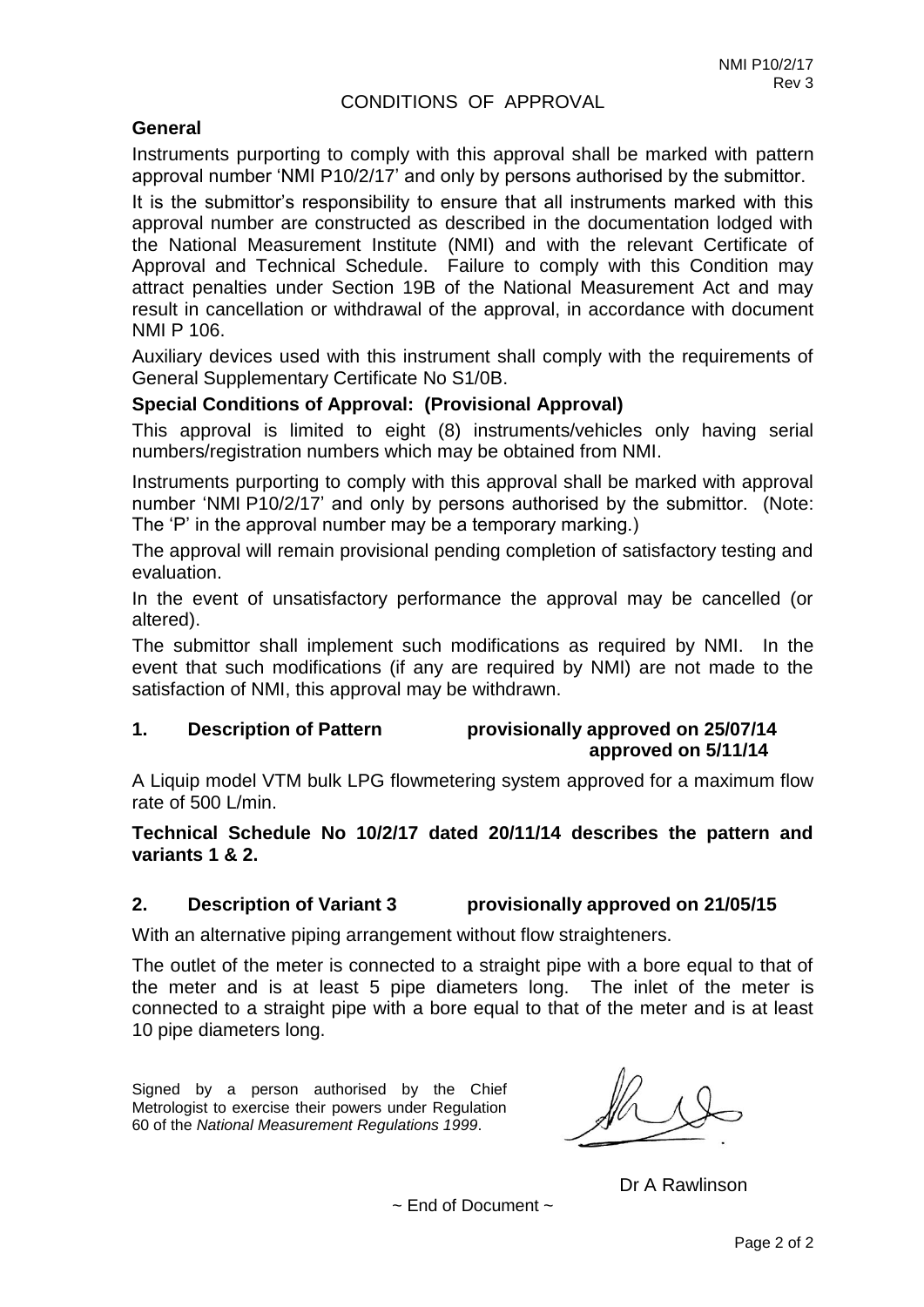NMI P10/2/17
Rev 3

CONDITIONS OF APPROVAL

**General**

Instruments purporting to comply with this approval shall be marked with pattern approval number 'NMI P10/2/17' and only by persons authorised by the submittor.

It is the submittor's responsibility to ensure that all instruments marked with this approval number are constructed as described in the documentation lodged with the National Measurement Institute (NMI) and with the relevant Certificate of Approval and Technical Schedule. Failure to comply with this Condition may attract penalties under Section 19B of the National Measurement Act and may result in cancellation or withdrawal of the approval, in accordance with document NMI P 106.

Auxiliary devices used with this instrument shall comply with the requirements of General Supplementary Certificate No S1/0B.

**Special Conditions of Approval: (Provisional Approval)**

This approval is limited to eight (8) instruments/vehicles only having serial numbers/registration numbers which may be obtained from NMI.

Instruments purporting to comply with this approval shall be marked with approval number 'NMI P10/2/17' and only by persons authorised by the submittor. (Note: The 'P' in the approval number may be a temporary marking.)

The approval will remain provisional pending completion of satisfactory testing and evaluation.

In the event of unsatisfactory performance the approval may be cancelled (or altered).

The submittor shall implement such modifications as required by NMI. In the event that such modifications (if any are required by NMI) are not made to the satisfaction of NMI, this approval may be withdrawn.

**1. Description of Pattern provisionally approved on 25/07/14**
**approved on 5/11/14**

A Liquip model VTM bulk LPG flowmetering system approved for a maximum flow rate of 500 L/min.

**Technical Schedule No 10/2/17 dated 20/11/14 describes the pattern and variants 1 & 2.**

**2. Description of Variant 3 provisionally approved on 21/05/15**

With an alternative piping arrangement without flow straighteners.

The outlet of the meter is connected to a straight pipe with a bore equal to that of the meter and is at least 5 pipe diameters long. The inlet of the meter is connected to a straight pipe with a bore equal to that of the meter and is at least 10 pipe diameters long.

Signed by a person authorised by the Chief Metrologist to exercise their powers under Regulation 60 of the *National Measurement Regulations 1999*.

Dr A Rawlinson

~ End of Document ~